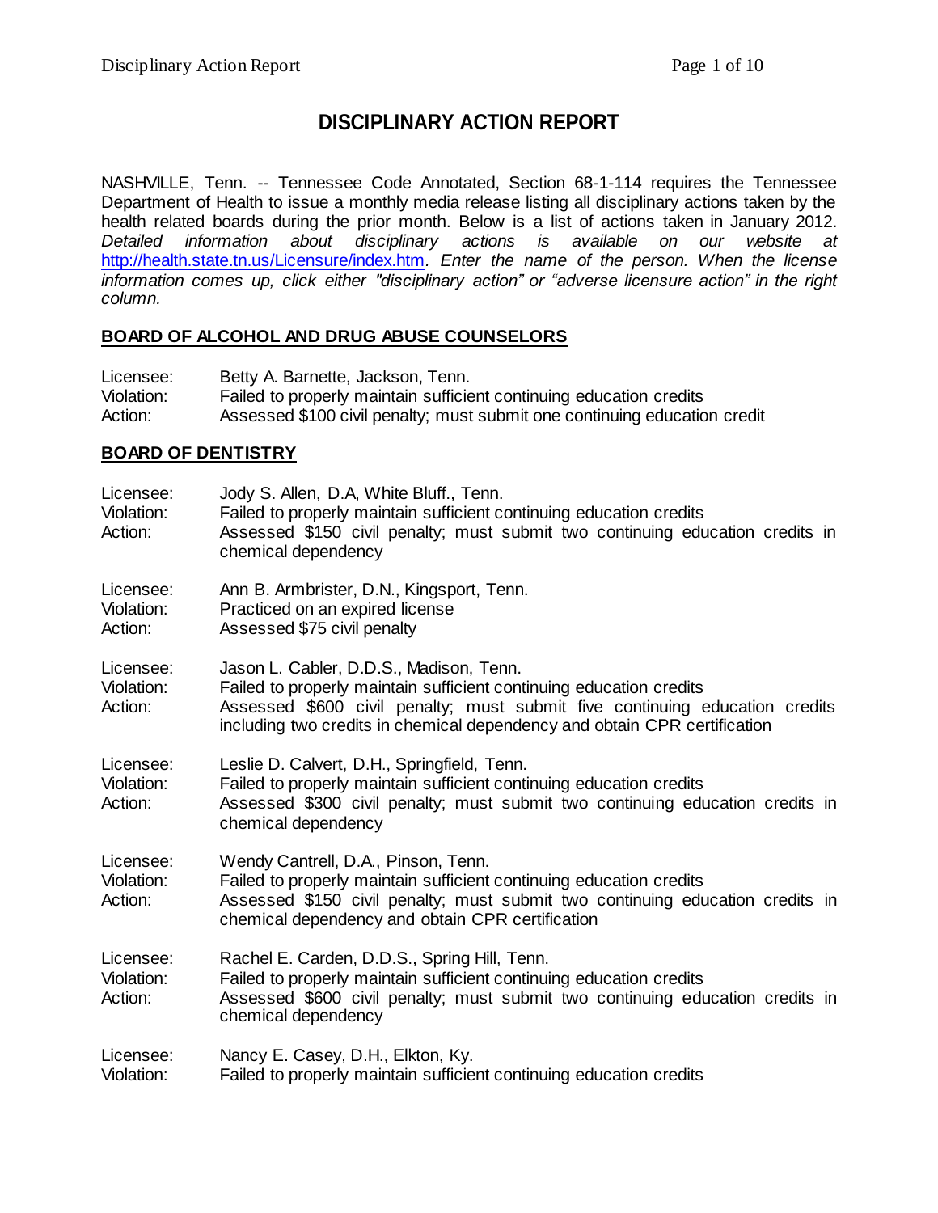# DISCIPLINARY ACTION REPORT

NASHVILLE, Tenn. -- Tennessee Code Annotated, Section 68-1-114 requires the Tennessee Department of Health to issue a monthly media release listing all disciplinary actions taken by the health related boards during the prior month. Below is a list of actions taken in January 2012. *Detailed information about disciplinary actions is available on our website at* http://health.state.tn.us/Licensure/index.htm*. Enter the name of the person. When the license information comes up, click either "disciplinary action" or "adverse licensure action" in the right column.*

## BOARD OF ALCOHOL AND DRUG ABUSE COUNSELORS

Licensee: Betty A. Barnette, Jackson, Tenn.
Violation: Failed to properly maintain sufficient continuing education credits
Action: Assessed $100 civil penalty; must submit one continuing education credit

## BOARD OF DENTISTRY

Licensee: Jody S. Allen, D.A, White Bluff., Tenn.
Violation: Failed to properly maintain sufficient continuing education credits
Action: Assessed $150 civil penalty; must submit two continuing education credits in chemical dependency

Licensee: Ann B. Armbrister, D.N., Kingsport, Tenn.
Violation: Practiced on an expired license
Action: Assessed $75 civil penalty

Licensee: Jason L. Cabler, D.D.S., Madison, Tenn.
Violation: Failed to properly maintain sufficient continuing education credits
Action: Assessed $600 civil penalty; must submit five continuing education credits including two credits in chemical dependency and obtain CPR certification

Licensee: Leslie D. Calvert, D.H., Springfield, Tenn.
Violation: Failed to properly maintain sufficient continuing education credits
Action: Assessed $300 civil penalty; must submit two continuing education credits in chemical dependency

Licensee: Wendy Cantrell, D.A., Pinson, Tenn.
Violation: Failed to properly maintain sufficient continuing education credits
Action: Assessed $150 civil penalty; must submit two continuing education credits in chemical dependency and obtain CPR certification

Licensee: Rachel E. Carden, D.D.S., Spring Hill, Tenn.
Violation: Failed to properly maintain sufficient continuing education credits
Action: Assessed $600 civil penalty; must submit two continuing education credits in chemical dependency

Licensee: Nancy E. Casey, D.H., Elkton, Ky.
Violation: Failed to properly maintain sufficient continuing education credits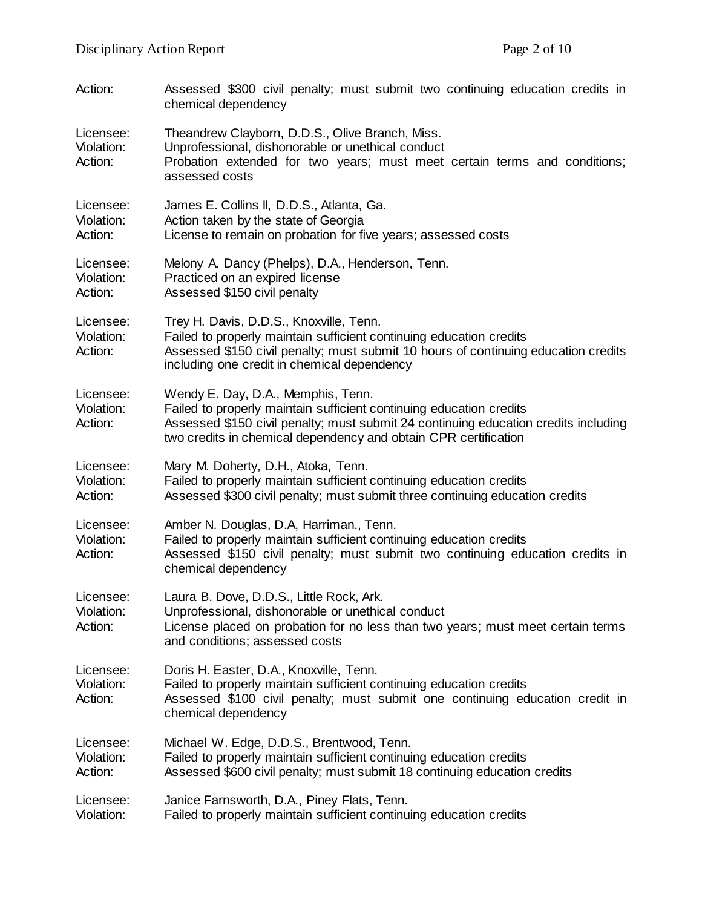Action: Assessed $300 civil penalty; must submit two continuing education credits in chemical dependency

Licensee: Theandrew Clayborn, D.D.S., Olive Branch, Miss.
Violation: Unprofessional, dishonorable or unethical conduct
Action: Probation extended for two years; must meet certain terms and conditions; assessed costs

Licensee: James E. Collins II, D.D.S., Atlanta, Ga.
Violation: Action taken by the state of Georgia
Action: License to remain on probation for five years; assessed costs

Licensee: Melony A. Dancy (Phelps), D.A., Henderson, Tenn.
Violation: Practiced on an expired license
Action: Assessed $150 civil penalty

Licensee: Trey H. Davis, D.D.S., Knoxville, Tenn.
Violation: Failed to properly maintain sufficient continuing education credits
Action: Assessed $150 civil penalty; must submit 10 hours of continuing education credits including one credit in chemical dependency

Licensee: Wendy E. Day, D.A., Memphis, Tenn.
Violation: Failed to properly maintain sufficient continuing education credits
Action: Assessed $150 civil penalty; must submit 24 continuing education credits including two credits in chemical dependency and obtain CPR certification

Licensee: Mary M. Doherty, D.H., Atoka, Tenn.
Violation: Failed to properly maintain sufficient continuing education credits
Action: Assessed $300 civil penalty; must submit three continuing education credits

Licensee: Amber N. Douglas, D.A, Harriman., Tenn.
Violation: Failed to properly maintain sufficient continuing education credits
Action: Assessed $150 civil penalty; must submit two continuing education credits in chemical dependency

Licensee: Laura B. Dove, D.D.S., Little Rock, Ark.
Violation: Unprofessional, dishonorable or unethical conduct
Action: License placed on probation for no less than two years; must meet certain terms and conditions; assessed costs

Licensee: Doris H. Easter, D.A., Knoxville, Tenn.
Violation: Failed to properly maintain sufficient continuing education credits
Action: Assessed $100 civil penalty; must submit one continuing education credit in chemical dependency

Licensee: Michael W. Edge, D.D.S., Brentwood, Tenn.
Violation: Failed to properly maintain sufficient continuing education credits
Action: Assessed $600 civil penalty; must submit 18 continuing education credits

Licensee: Janice Farnsworth, D.A., Piney Flats, Tenn.
Violation: Failed to properly maintain sufficient continuing education credits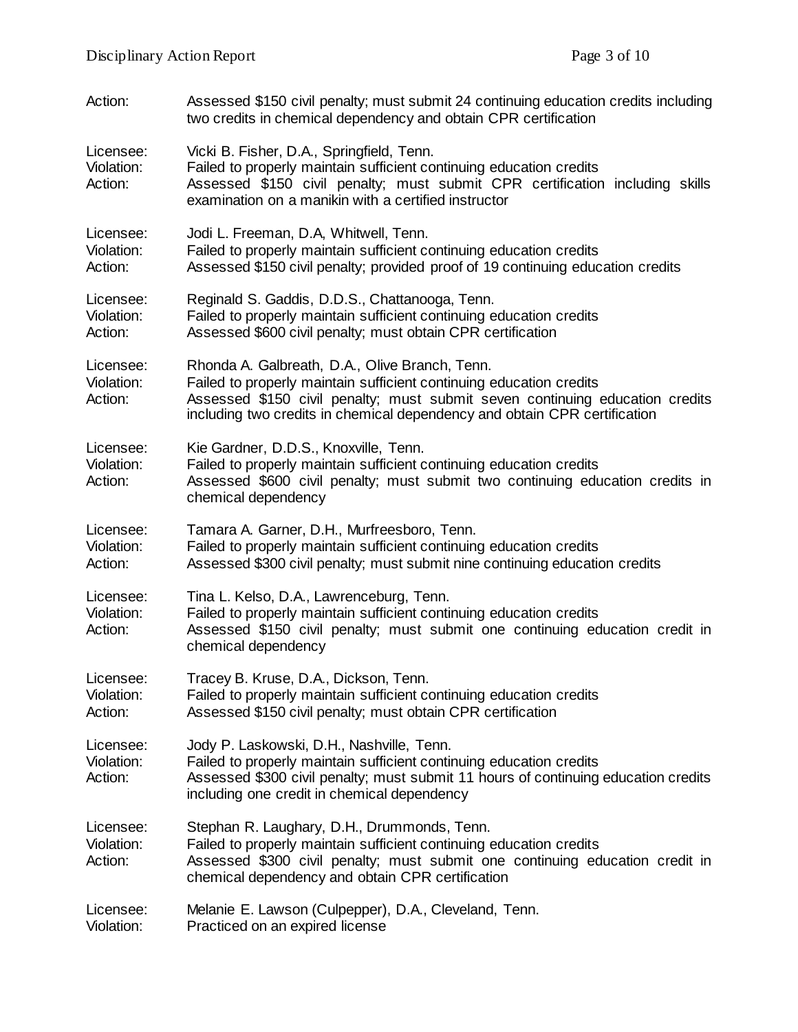Action: Assessed $150 civil penalty; must submit 24 continuing education credits including two credits in chemical dependency and obtain CPR certification

Licensee: Vicki B. Fisher, D.A., Springfield, Tenn.
Violation: Failed to properly maintain sufficient continuing education credits
Action: Assessed $150 civil penalty; must submit CPR certification including skills examination on a manikin with a certified instructor

Licensee: Jodi L. Freeman, D.A, Whitwell, Tenn.
Violation: Failed to properly maintain sufficient continuing education credits
Action: Assessed $150 civil penalty; provided proof of 19 continuing education credits

Licensee: Reginald S. Gaddis, D.D.S., Chattanooga, Tenn.
Violation: Failed to properly maintain sufficient continuing education credits
Action: Assessed $600 civil penalty; must obtain CPR certification

Licensee: Rhonda A. Galbreath, D.A., Olive Branch, Tenn.
Violation: Failed to properly maintain sufficient continuing education credits
Action: Assessed $150 civil penalty; must submit seven continuing education credits including two credits in chemical dependency and obtain CPR certification

Licensee: Kie Gardner, D.D.S., Knoxville, Tenn.
Violation: Failed to properly maintain sufficient continuing education credits
Action: Assessed $600 civil penalty; must submit two continuing education credits in chemical dependency

Licensee: Tamara A. Garner, D.H., Murfreesboro, Tenn.
Violation: Failed to properly maintain sufficient continuing education credits
Action: Assessed $300 civil penalty; must submit nine continuing education credits

Licensee: Tina L. Kelso, D.A., Lawrenceburg, Tenn.
Violation: Failed to properly maintain sufficient continuing education credits
Action: Assessed $150 civil penalty; must submit one continuing education credit in chemical dependency

Licensee: Tracey B. Kruse, D.A., Dickson, Tenn.
Violation: Failed to properly maintain sufficient continuing education credits
Action: Assessed $150 civil penalty; must obtain CPR certification

Licensee: Jody P. Laskowski, D.H., Nashville, Tenn.
Violation: Failed to properly maintain sufficient continuing education credits
Action: Assessed $300 civil penalty; must submit 11 hours of continuing education credits including one credit in chemical dependency

Licensee: Stephan R. Laughary, D.H., Drummonds, Tenn.
Violation: Failed to properly maintain sufficient continuing education credits
Action: Assessed $300 civil penalty; must submit one continuing education credit in chemical dependency and obtain CPR certification

Licensee: Melanie E. Lawson (Culpepper), D.A., Cleveland, Tenn.
Violation: Practiced on an expired license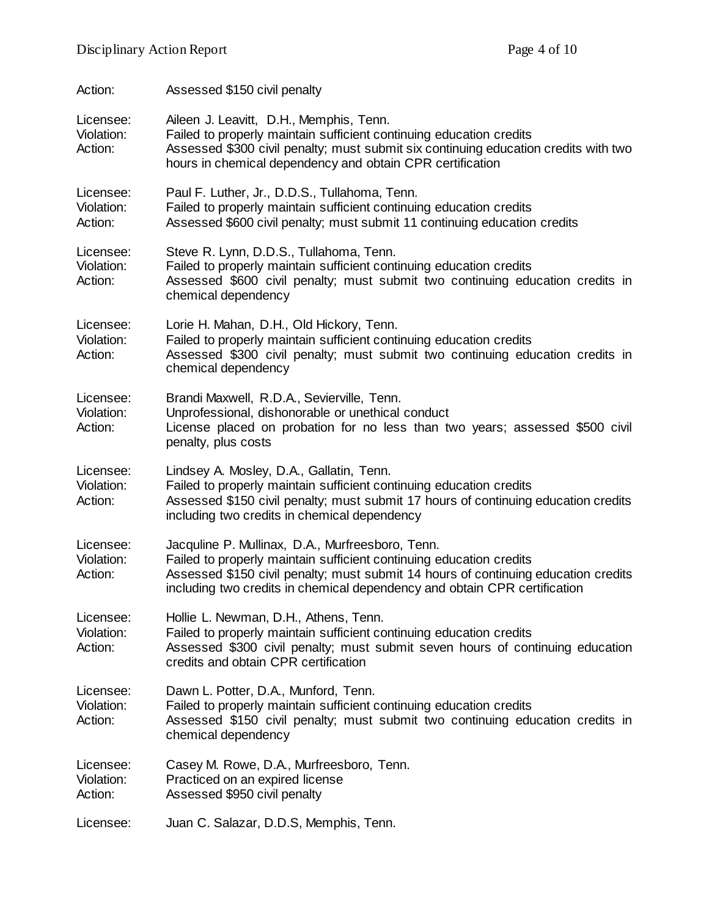Action: Assessed $150 civil penalty

Licensee: Aileen J. Leavitt, D.H., Memphis, Tenn.
Violation: Failed to properly maintain sufficient continuing education credits
Action: Assessed $300 civil penalty; must submit six continuing education credits with two hours in chemical dependency and obtain CPR certification

Licensee: Paul F. Luther, Jr., D.D.S., Tullahoma, Tenn.
Violation: Failed to properly maintain sufficient continuing education credits
Action: Assessed $600 civil penalty; must submit 11 continuing education credits

Licensee: Steve R. Lynn, D.D.S., Tullahoma, Tenn.
Violation: Failed to properly maintain sufficient continuing education credits
Action: Assessed $600 civil penalty; must submit two continuing education credits in chemical dependency

Licensee: Lorie H. Mahan, D.H., Old Hickory, Tenn.
Violation: Failed to properly maintain sufficient continuing education credits
Action: Assessed $300 civil penalty; must submit two continuing education credits in chemical dependency

Licensee: Brandi Maxwell, R.D.A., Sevierville, Tenn.
Violation: Unprofessional, dishonorable or unethical conduct
Action: License placed on probation for no less than two years; assessed $500 civil penalty, plus costs

Licensee: Lindsey A. Mosley, D.A., Gallatin, Tenn.
Violation: Failed to properly maintain sufficient continuing education credits
Action: Assessed $150 civil penalty; must submit 17 hours of continuing education credits including two credits in chemical dependency

Licensee: Jacquline P. Mullinax, D.A., Murfreesboro, Tenn.
Violation: Failed to properly maintain sufficient continuing education credits
Action: Assessed $150 civil penalty; must submit 14 hours of continuing education credits including two credits in chemical dependency and obtain CPR certification

Licensee: Hollie L. Newman, D.H., Athens, Tenn.
Violation: Failed to properly maintain sufficient continuing education credits
Action: Assessed $300 civil penalty; must submit seven hours of continuing education credits and obtain CPR certification

Licensee: Dawn L. Potter, D.A., Munford, Tenn.
Violation: Failed to properly maintain sufficient continuing education credits
Action: Assessed $150 civil penalty; must submit two continuing education credits in chemical dependency

Licensee: Casey M. Rowe, D.A., Murfreesboro, Tenn.
Violation: Practiced on an expired license
Action: Assessed $950 civil penalty

Licensee: Juan C. Salazar, D.D.S, Memphis, Tenn.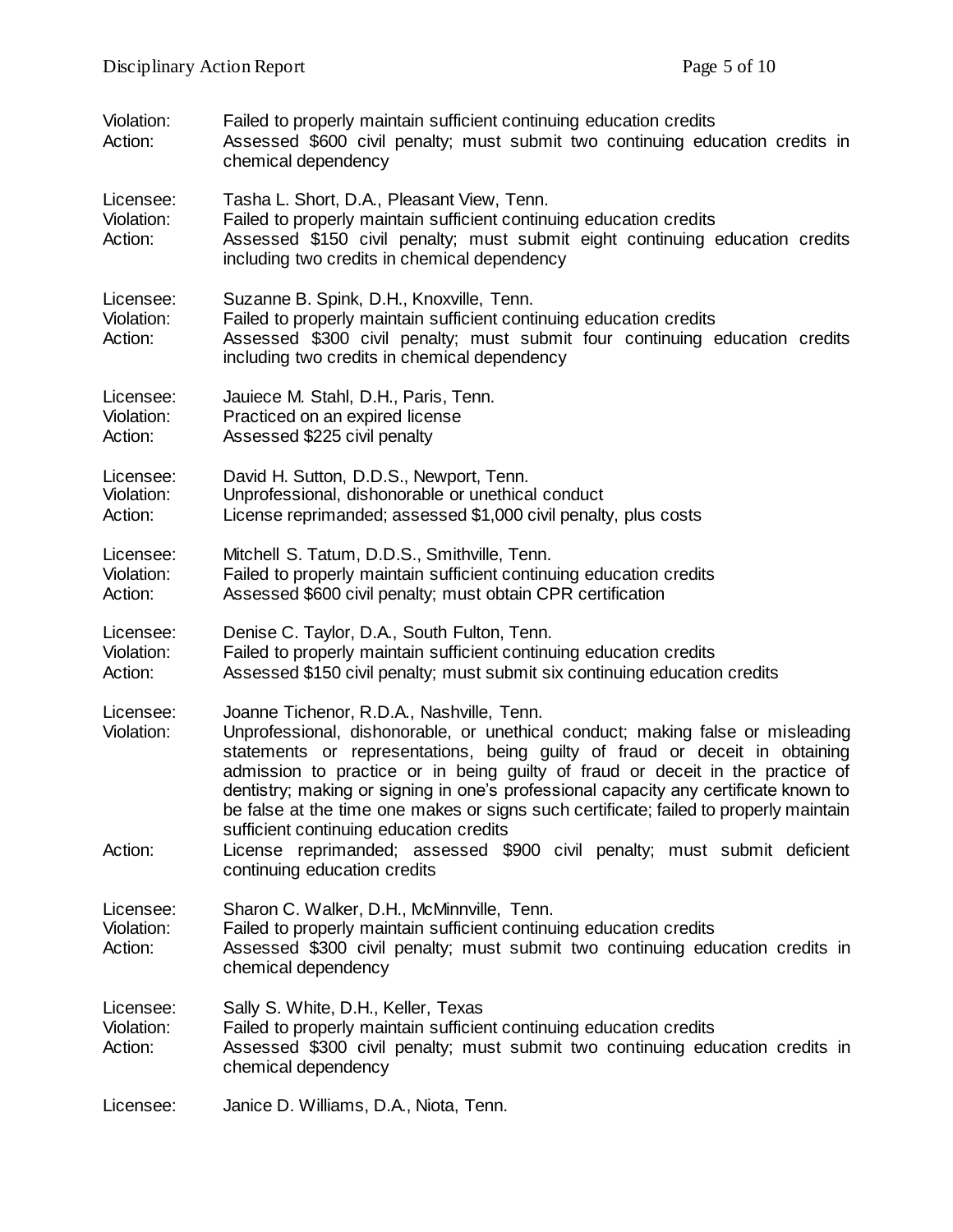Violation: Failed to properly maintain sufficient continuing education credits
Action: Assessed $600 civil penalty; must submit two continuing education credits in chemical dependency

Licensee: Tasha L. Short, D.A., Pleasant View, Tenn.
Violation: Failed to properly maintain sufficient continuing education credits
Action: Assessed $150 civil penalty; must submit eight continuing education credits including two credits in chemical dependency

Licensee: Suzanne B. Spink, D.H., Knoxville, Tenn.
Violation: Failed to properly maintain sufficient continuing education credits
Action: Assessed $300 civil penalty; must submit four continuing education credits including two credits in chemical dependency

Licensee: Jauiece M. Stahl, D.H., Paris, Tenn.
Violation: Practiced on an expired license
Action: Assessed $225 civil penalty

Licensee: David H. Sutton, D.D.S., Newport, Tenn.
Violation: Unprofessional, dishonorable or unethical conduct
Action: License reprimanded; assessed $1,000 civil penalty, plus costs

Licensee: Mitchell S. Tatum, D.D.S., Smithville, Tenn.
Violation: Failed to properly maintain sufficient continuing education credits
Action: Assessed $600 civil penalty; must obtain CPR certification

Licensee: Denise C. Taylor, D.A., South Fulton, Tenn.
Violation: Failed to properly maintain sufficient continuing education credits
Action: Assessed $150 civil penalty; must submit six continuing education credits

Licensee: Joanne Tichenor, R.D.A., Nashville, Tenn.
Violation: Unprofessional, dishonorable, or unethical conduct; making false or misleading statements or representations, being guilty of fraud or deceit in obtaining admission to practice or in being guilty of fraud or deceit in the practice of dentistry; making or signing in one's professional capacity any certificate known to be false at the time one makes or signs such certificate; failed to properly maintain sufficient continuing education credits
Action: License reprimanded; assessed $900 civil penalty; must submit deficient continuing education credits

Licensee: Sharon C. Walker, D.H., McMinnville, Tenn.
Violation: Failed to properly maintain sufficient continuing education credits
Action: Assessed $300 civil penalty; must submit two continuing education credits in chemical dependency

Licensee: Sally S. White, D.H., Keller, Texas
Violation: Failed to properly maintain sufficient continuing education credits
Action: Assessed $300 civil penalty; must submit two continuing education credits in chemical dependency

Licensee: Janice D. Williams, D.A., Niota, Tenn.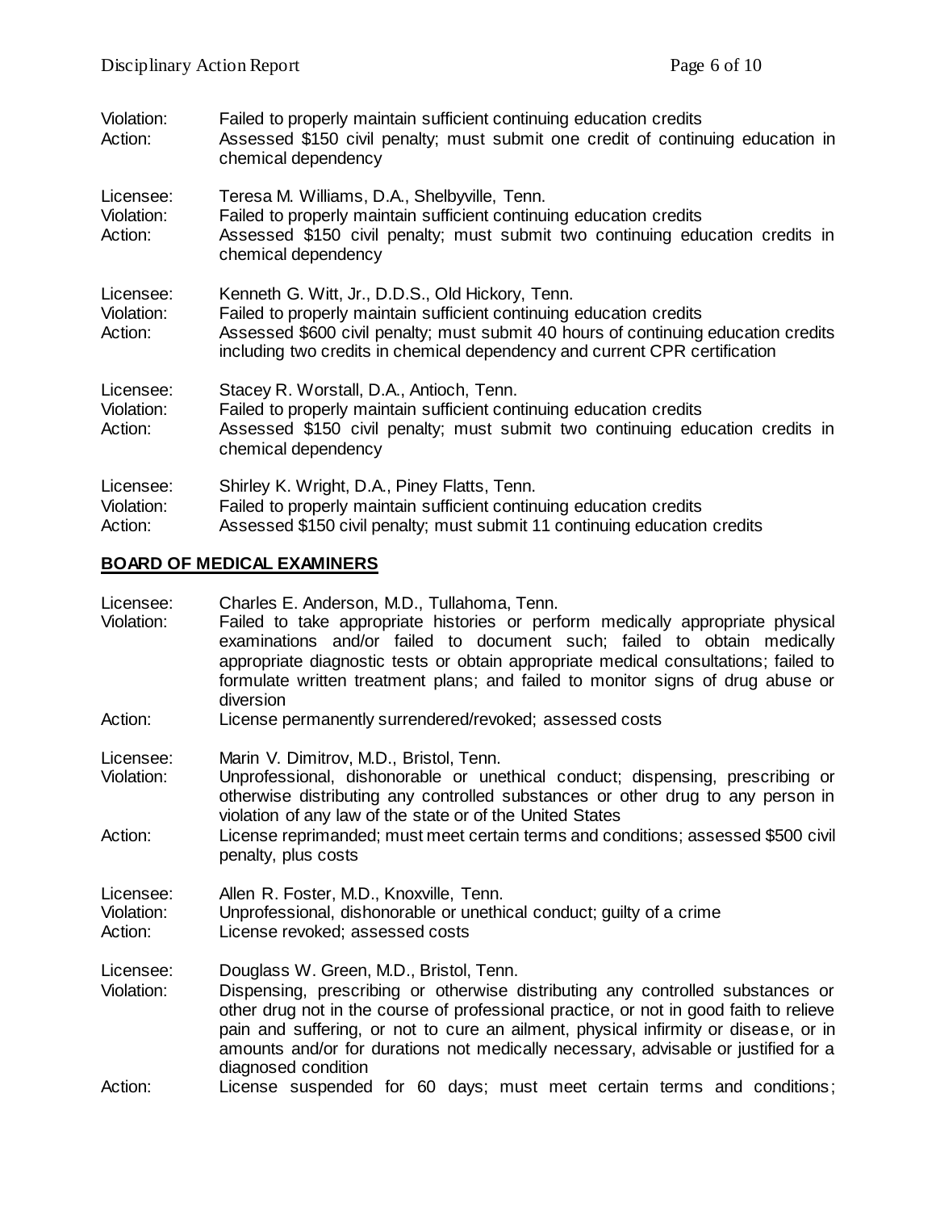Violation: Failed to properly maintain sufficient continuing education credits
Action: Assessed $150 civil penalty; must submit one credit of continuing education in chemical dependency

Licensee: Teresa M. Williams, D.A., Shelbyville, Tenn.
Violation: Failed to properly maintain sufficient continuing education credits
Action: Assessed $150 civil penalty; must submit two continuing education credits in chemical dependency

Licensee: Kenneth G. Witt, Jr., D.D.S., Old Hickory, Tenn.
Violation: Failed to properly maintain sufficient continuing education credits
Action: Assessed $600 civil penalty; must submit 40 hours of continuing education credits including two credits in chemical dependency and current CPR certification

Licensee: Stacey R. Worstall, D.A., Antioch, Tenn.
Violation: Failed to properly maintain sufficient continuing education credits
Action: Assessed $150 civil penalty; must submit two continuing education credits in chemical dependency

Licensee: Shirley K. Wright, D.A., Piney Flatts, Tenn.
Violation: Failed to properly maintain sufficient continuing education credits
Action: Assessed $150 civil penalty; must submit 11 continuing education credits

## BOARD OF MEDICAL EXAMINERS

Licensee: Charles E. Anderson, M.D., Tullahoma, Tenn.
Violation: Failed to take appropriate histories or perform medically appropriate physical examinations and/or failed to document such; failed to obtain medically appropriate diagnostic tests or obtain appropriate medical consultations; failed to formulate written treatment plans; and failed to monitor signs of drug abuse or diversion
Action: License permanently surrendered/revoked; assessed costs

Licensee: Marin V. Dimitrov, M.D., Bristol, Tenn.
Violation: Unprofessional, dishonorable or unethical conduct; dispensing, prescribing or otherwise distributing any controlled substances or other drug to any person in violation of any law of the state or of the United States
Action: License reprimanded; must meet certain terms and conditions; assessed $500 civil penalty, plus costs

Licensee: Allen R. Foster, M.D., Knoxville, Tenn.
Violation: Unprofessional, dishonorable or unethical conduct; guilty of a crime
Action: License revoked; assessed costs

Licensee: Douglass W. Green, M.D., Bristol, Tenn.
Violation: Dispensing, prescribing or otherwise distributing any controlled substances or other drug not in the course of professional practice, or not in good faith to relieve pain and suffering, or not to cure an ailment, physical infirmity or disease, or in amounts and/or for durations not medically necessary, advisable or justified for a diagnosed condition
Action: License suspended for 60 days; must meet certain terms and conditions;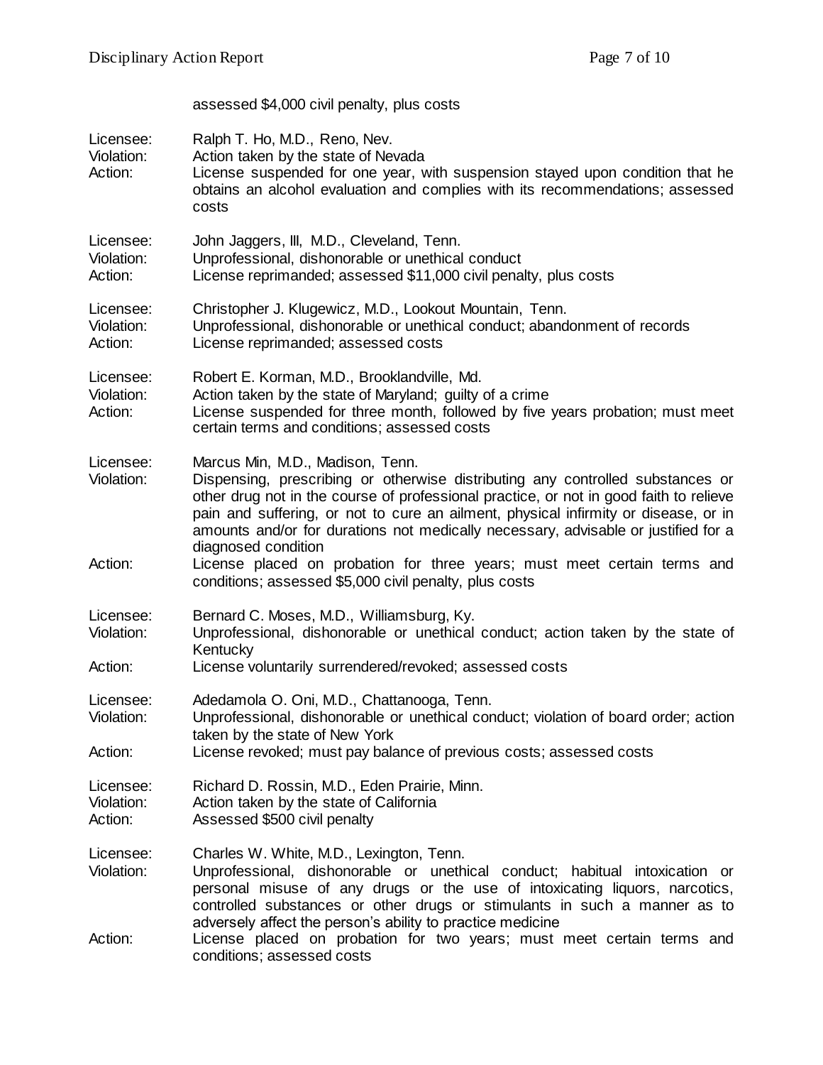assessed $4,000 civil penalty, plus costs

Licensee: Ralph T. Ho, M.D., Reno, Nev.
Violation: Action taken by the state of Nevada
Action: License suspended for one year, with suspension stayed upon condition that he obtains an alcohol evaluation and complies with its recommendations; assessed costs

Licensee: John Jaggers, III, M.D., Cleveland, Tenn.
Violation: Unprofessional, dishonorable or unethical conduct
Action: License reprimanded; assessed $11,000 civil penalty, plus costs

Licensee: Christopher J. Klugewicz, M.D., Lookout Mountain, Tenn.
Violation: Unprofessional, dishonorable or unethical conduct; abandonment of records
Action: License reprimanded; assessed costs

Licensee: Robert E. Korman, M.D., Brooklandville, Md.
Violation: Action taken by the state of Maryland; guilty of a crime
Action: License suspended for three month, followed by five years probation; must meet certain terms and conditions; assessed costs

Licensee: Marcus Min, M.D., Madison, Tenn.
Violation: Dispensing, prescribing or otherwise distributing any controlled substances or other drug not in the course of professional practice, or not in good faith to relieve pain and suffering, or not to cure an ailment, physical infirmity or disease, or in amounts and/or for durations not medically necessary, advisable or justified for a diagnosed condition
Action: License placed on probation for three years; must meet certain terms and conditions; assessed $5,000 civil penalty, plus costs

Licensee: Bernard C. Moses, M.D., Williamsburg, Ky.
Violation: Unprofessional, dishonorable or unethical conduct; action taken by the state of Kentucky
Action: License voluntarily surrendered/revoked; assessed costs

Licensee: Adedamola O. Oni, M.D., Chattanooga, Tenn.
Violation: Unprofessional, dishonorable or unethical conduct; violation of board order; action taken by the state of New York
Action: License revoked; must pay balance of previous costs; assessed costs

Licensee: Richard D. Rossin, M.D., Eden Prairie, Minn.
Violation: Action taken by the state of California
Action: Assessed $500 civil penalty

Licensee: Charles W. White, M.D., Lexington, Tenn.
Violation: Unprofessional, dishonorable or unethical conduct; habitual intoxication or personal misuse of any drugs or the use of intoxicating liquors, narcotics, controlled substances or other drugs or stimulants in such a manner as to adversely affect the person's ability to practice medicine
Action: License placed on probation for two years; must meet certain terms and conditions; assessed costs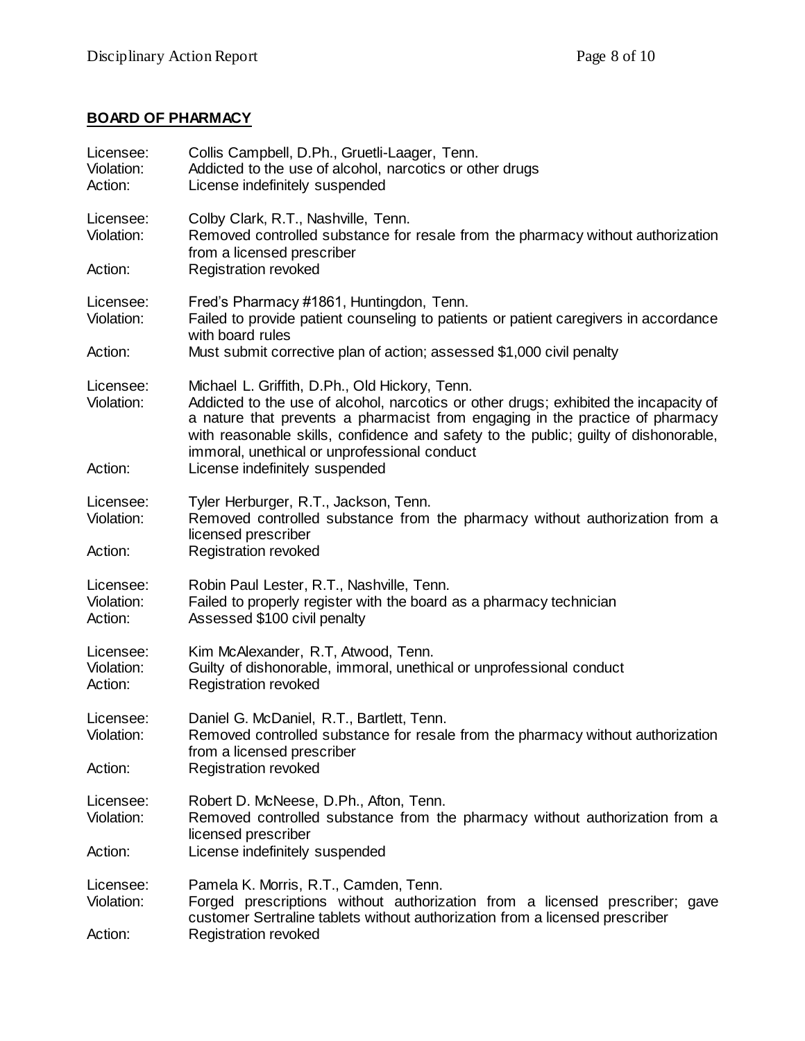## BOARD OF PHARMACY

Licensee: Collis Campbell, D.Ph., Gruetli-Laager, Tenn.
Violation: Addicted to the use of alcohol, narcotics or other drugs
Action: License indefinitely suspended

Licensee: Colby Clark, R.T., Nashville, Tenn.
Violation: Removed controlled substance for resale from the pharmacy without authorization from a licensed prescriber
Action: Registration revoked

Licensee: Fred's Pharmacy #1861, Huntingdon, Tenn.
Violation: Failed to provide patient counseling to patients or patient caregivers in accordance with board rules
Action: Must submit corrective plan of action; assessed $1,000 civil penalty

Licensee: Michael L. Griffith, D.Ph., Old Hickory, Tenn.
Violation: Addicted to the use of alcohol, narcotics or other drugs; exhibited the incapacity of a nature that prevents a pharmacist from engaging in the practice of pharmacy with reasonable skills, confidence and safety to the public; guilty of dishonorable, immoral, unethical or unprofessional conduct
Action: License indefinitely suspended

Licensee: Tyler Herburger, R.T., Jackson, Tenn.
Violation: Removed controlled substance from the pharmacy without authorization from a licensed prescriber
Action: Registration revoked

Licensee: Robin Paul Lester, R.T., Nashville, Tenn.
Violation: Failed to properly register with the board as a pharmacy technician
Action: Assessed $100 civil penalty

Licensee: Kim McAlexander, R.T, Atwood, Tenn.
Violation: Guilty of dishonorable, immoral, unethical or unprofessional conduct
Action: Registration revoked

Licensee: Daniel G. McDaniel, R.T., Bartlett, Tenn.
Violation: Removed controlled substance for resale from the pharmacy without authorization from a licensed prescriber
Action: Registration revoked

Licensee: Robert D. McNeese, D.Ph., Afton, Tenn.
Violation: Removed controlled substance from the pharmacy without authorization from a licensed prescriber
Action: License indefinitely suspended

Licensee: Pamela K. Morris, R.T., Camden, Tenn.
Violation: Forged prescriptions without authorization from a licensed prescriber; gave customer Sertraline tablets without authorization from a licensed prescriber
Action: Registration revoked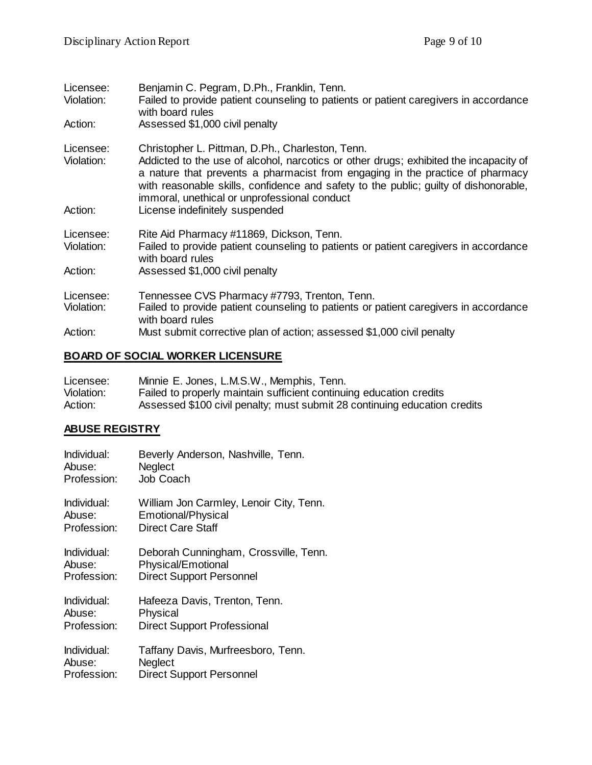Licensee: Benjamin C. Pegram, D.Ph., Franklin, Tenn.
Violation: Failed to provide patient counseling to patients or patient caregivers in accordance with board rules
Action: Assessed $1,000 civil penalty

Licensee: Christopher L. Pittman, D.Ph., Charleston, Tenn.
Violation: Addicted to the use of alcohol, narcotics or other drugs; exhibited the incapacity of a nature that prevents a pharmacist from engaging in the practice of pharmacy with reasonable skills, confidence and safety to the public; guilty of dishonorable, immoral, unethical or unprofessional conduct
Action: License indefinitely suspended

Licensee: Rite Aid Pharmacy #11869, Dickson, Tenn.
Violation: Failed to provide patient counseling to patients or patient caregivers in accordance with board rules
Action: Assessed $1,000 civil penalty

Licensee: Tennessee CVS Pharmacy #7793, Trenton, Tenn.
Violation: Failed to provide patient counseling to patients or patient caregivers in accordance with board rules
Action: Must submit corrective plan of action; assessed $1,000 civil penalty

## BOARD OF SOCIAL WORKER LICENSURE

Licensee: Minnie E. Jones, L.M.S.W., Memphis, Tenn.
Violation: Failed to properly maintain sufficient continuing education credits
Action: Assessed $100 civil penalty; must submit 28 continuing education credits

## ABUSE REGISTRY

Individual: Beverly Anderson, Nashville, Tenn.
Abuse: Neglect
Profession: Job Coach

Individual: William Jon Carmley, Lenoir City, Tenn.
Abuse: Emotional/Physical
Profession: Direct Care Staff

Individual: Deborah Cunningham, Crossville, Tenn.
Abuse: Physical/Emotional
Profession: Direct Support Personnel

Individual: Hafeeza Davis, Trenton, Tenn.
Abuse: Physical
Profession: Direct Support Professional

Individual: Taffany Davis, Murfreesboro, Tenn.
Abuse: Neglect
Profession: Direct Support Personnel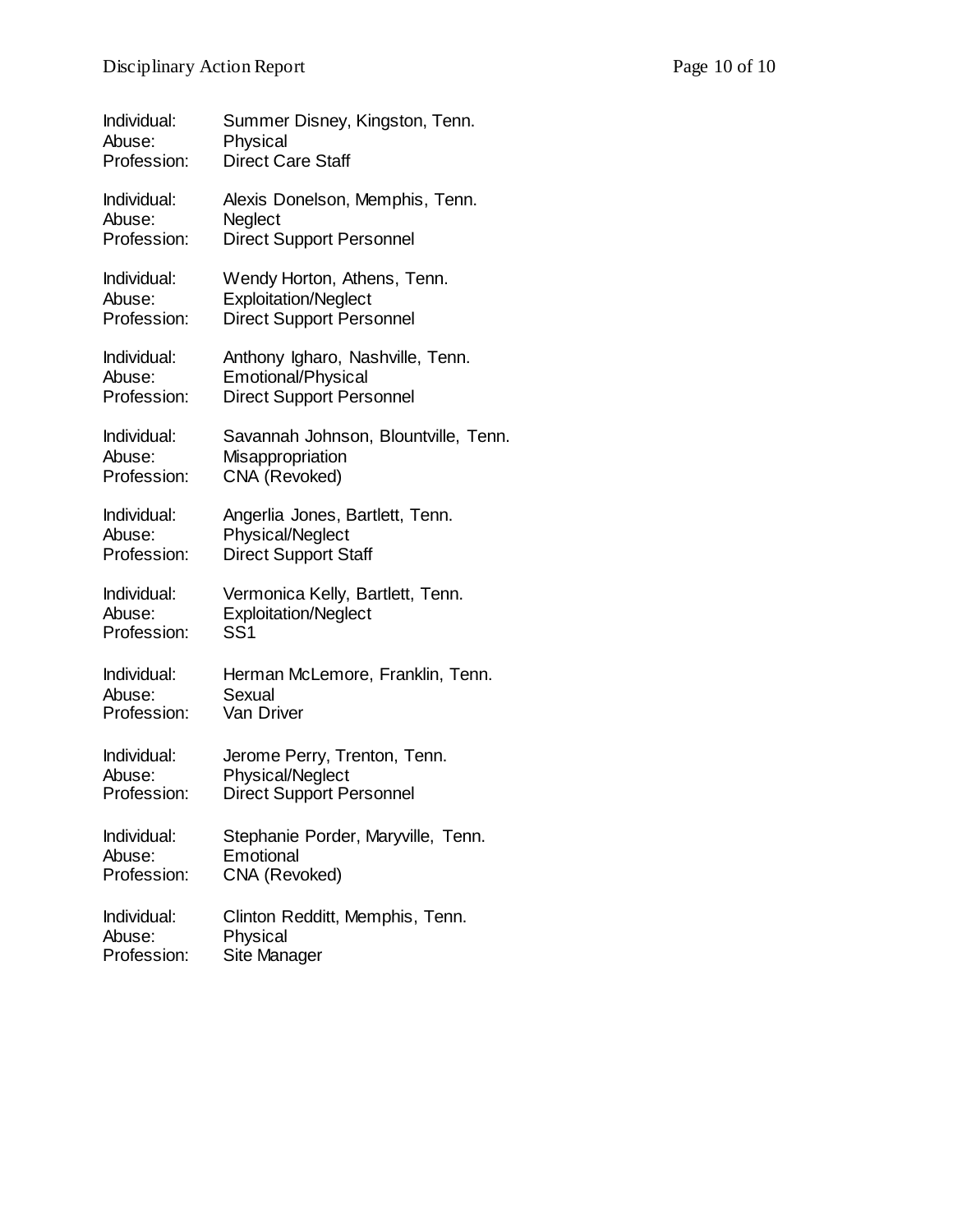Individual: Summer Disney, Kingston, Tenn.
Abuse: Physical
Profession: Direct Care Staff

Individual: Alexis Donelson, Memphis, Tenn.
Abuse: Neglect
Profession: Direct Support Personnel

Individual: Wendy Horton, Athens, Tenn.
Abuse: Exploitation/Neglect
Profession: Direct Support Personnel

Individual: Anthony Igharo, Nashville, Tenn.
Abuse: Emotional/Physical
Profession: Direct Support Personnel

Individual: Savannah Johnson, Blountville, Tenn.
Abuse: Misappropriation
Profession: CNA (Revoked)

Individual: Angerlia Jones, Bartlett, Tenn.
Abuse: Physical/Neglect
Profession: Direct Support Staff

Individual: Vermonica Kelly, Bartlett, Tenn.
Abuse: Exploitation/Neglect
Profession: SS1

Individual: Herman McLemore, Franklin, Tenn.
Abuse: Sexual
Profession: Van Driver

Individual: Jerome Perry, Trenton, Tenn.
Abuse: Physical/Neglect
Profession: Direct Support Personnel

Individual: Stephanie Porder, Maryville, Tenn.
Abuse: Emotional
Profession: CNA (Revoked)

Individual: Clinton Redditt, Memphis, Tenn.
Abuse: Physical
Profession: Site Manager